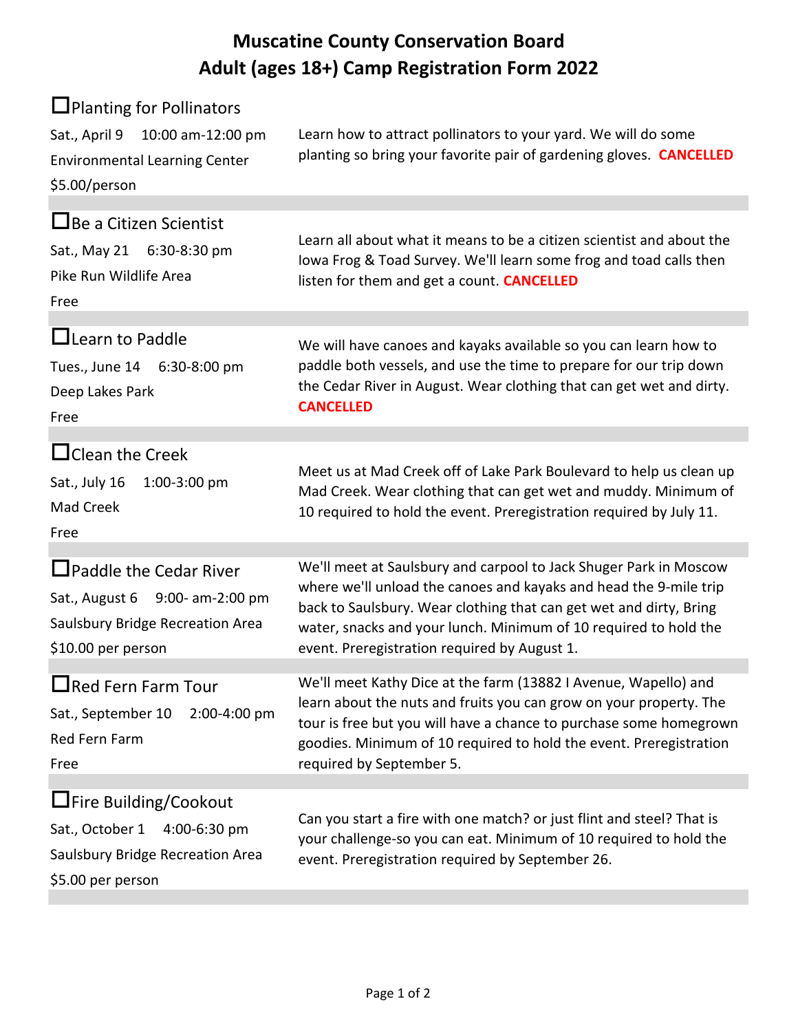# Muscatine County Conservation Board
# Adult (ages 18+) Camp Registration Form 2022

| Event | Description |
|---|---|
| ☐ Planting for Pollinators<br>Sat., April 9 10:00 am-12:00 pm<br>Environmental Learning Center<br>$5.00/person | Learn how to attract pollinators to your yard. We will do some planting so bring your favorite pair of gardening gloves. **CANCELLED** |
| ☐ Be a Citizen Scientist<br>Sat., May 21 6:30-8:30 pm<br>Pike Run Wildlife Area<br>Free | Learn all about what it means to be a citizen scientist and about the Iowa Frog & Toad Survey. We'll learn some frog and toad calls then listen for them and get a count. **CANCELLED** |
| ☐ Learn to Paddle<br>Tues., June 14 6:30-8:00 pm<br>Deep Lakes Park<br>Free | We will have canoes and kayaks available so you can learn how to paddle both vessels, and use the time to prepare for our trip down the Cedar River in August. Wear clothing that can get wet and dirty. **CANCELLED** |
| ☐ Clean the Creek<br>Sat., July 16 1:00-3:00 pm<br>Mad Creek<br>Free | Meet us at Mad Creek off of Lake Park Boulevard to help us clean up Mad Creek. Wear clothing that can get wet and muddy. Minimum of 10 required to hold the event. Preregistration required by July 11. |
| ☐ Paddle the Cedar River<br>Sat., August 6 9:00- am-2:00 pm<br>Saulsbury Bridge Recreation Area<br>$10.00 per person | We'll meet at Saulsbury and carpool to Jack Shuger Park in Moscow where we'll unload the canoes and kayaks and head the 9-mile trip back to Saulsbury. Wear clothing that can get wet and dirty, Bring water, snacks and your lunch. Minimum of 10 required to hold the event. Preregistration required by August 1. |
| ☐ Red Fern Farm Tour<br>Sat., September 10 2:00-4:00 pm<br>Red Fern Farm<br>Free | We'll meet Kathy Dice at the farm (13882 I Avenue, Wapello) and learn about the nuts and fruits you can grow on your property. The tour is free but you will have a chance to purchase some homegrown goodies. Minimum of 10 required to hold the event. Preregistration required by September 5. |
| ☐ Fire Building/Cookout<br>Sat., October 1 4:00-6:30 pm<br>Saulsbury Bridge Recreation Area<br>$5.00 per person | Can you start a fire with one match? or just flint and steel? That is your challenge-so you can eat. Minimum of 10 required to hold the event. Preregistration required by September 26. |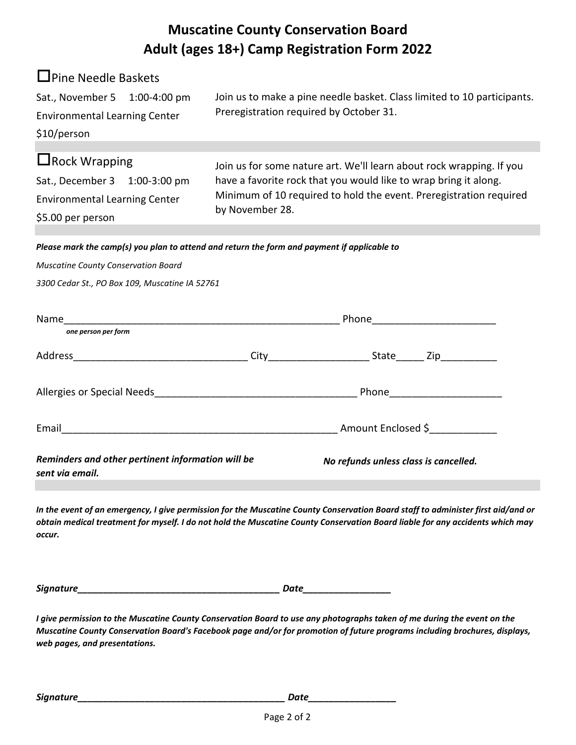# Muscatine County Conservation Board
# Adult (ages 18+) Camp Registration Form 2022

☐Pine Needle Baskets

Sat., November 5  1:00-4:00 pm
Environmental Learning Center
$10/person

Join us to make a pine needle basket. Class limited to 10 participants. Preregistration required by October 31.

☐Rock Wrapping

Sat., December 3  1:00-3:00 pm
Environmental Learning Center
$5.00 per person

Join us for some nature art. We'll learn about rock wrapping. If you have a favorite rock that you would like to wrap bring it along. Minimum of 10 required to hold the event. Preregistration required by November 28.

***Please mark the camp(s) you plan to attend and return the form and payment if applicable to***

*Muscatine County Conservation Board*

*3300 Cedar St., PO Box 109, Muscatine IA 52761*

Name___________________________________________________ Phone______________________
***one person per form***

Address_______________________________ City_________________ State_____ Zip__________

Allergies or Special Needs____________________________________ Phone___________________

Email__________________________________________________ Amount Enclosed $____________

***Reminders and other pertinent information will be sent via email.***

***No refunds unless class is cancelled.***

***In the event of an emergency, I give permission for the Muscatine County Conservation Board staff to administer first aid/and or obtain medical treatment for myself. I do not hold the Muscatine County Conservation Board liable for any accidents which may occur.***

***Signature________________________________________ Date_________________***

***I give permission to the Muscatine County Conservation Board to use any photographs taken of me during the event on the Muscatine County Conservation Board's Facebook page and/or for promotion of future programs including brochures, displays, web pages, and presentations.***

***Signature_________________________________________ Date_________________***